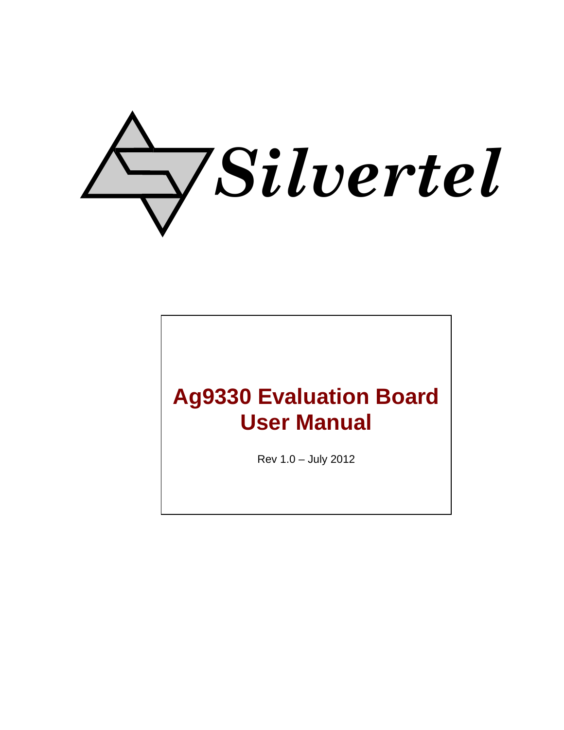Silvertel

# Ag9330 Evaluation Board User Manual

Rev 1.0 – July 2012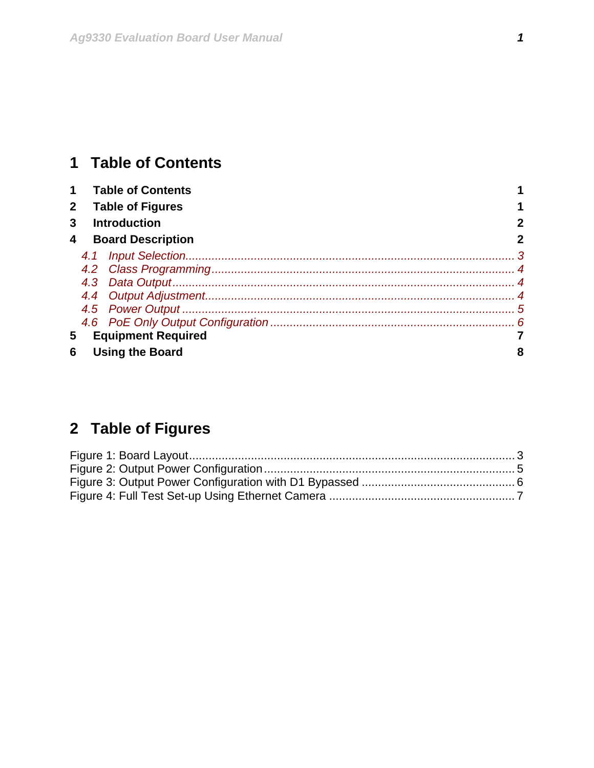# 1 Table of Contents

| | | |
|---|---|---|
| **1** | **Table of Contents** | **1** |
| **2** | **Table of Figures** | **1** |
| **3** | **Introduction** | **2** |
| **4** | **Board Description** | **2** |
| *4.1* | *Input Selection* | *3* |
| *4.2* | *Class Programming* | *4* |
| *4.3* | *Data Output* | *4* |
| *4.4* | *Output Adjustment* | *4* |
| *4.5* | *Power Output* | *5* |
| *4.6* | *PoE Only Output Configuration* | *6* |
| **5** | **Equipment Required** | **7** |
| **6** | **Using the Board** | **8** |

# 2 Table of Figures

| | |
|---|---|
| Figure 1: Board Layout | 3 |
| Figure 2: Output Power Configuration | 5 |
| Figure 3: Output Power Configuration with D1 Bypassed | 6 |
| Figure 4: Full Test Set-up Using Ethernet Camera | 7 |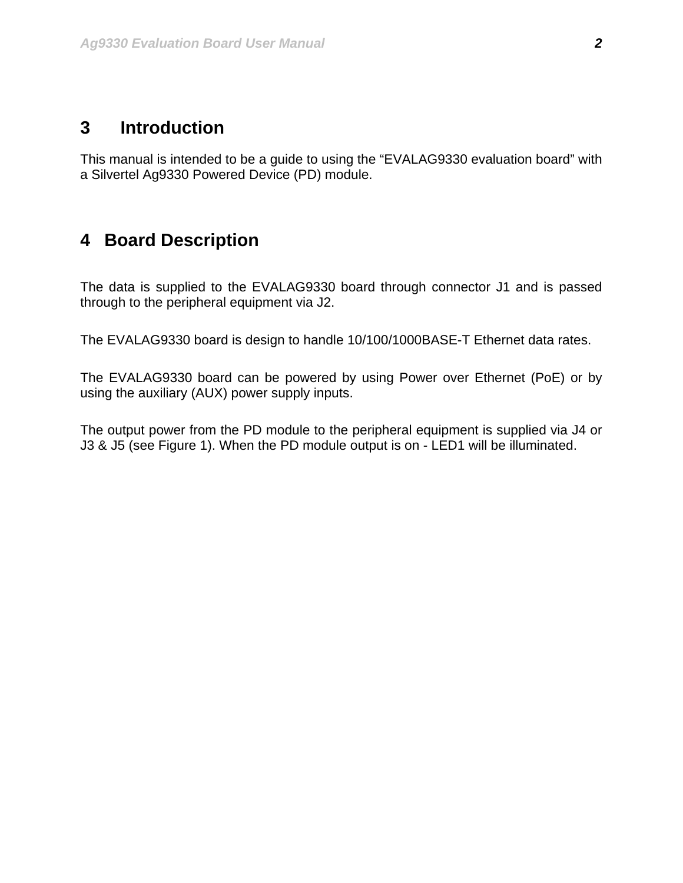# 3 Introduction

This manual is intended to be a guide to using the “EVALAG9330 evaluation board” with a Silvertel Ag9330 Powered Device (PD) module.

# 4 Board Description

The data is supplied to the EVALAG9330 board through connector J1 and is passed through to the peripheral equipment via J2.

The EVALAG9330 board is design to handle 10/100/1000BASE-T Ethernet data rates.

The EVALAG9330 board can be powered by using Power over Ethernet (PoE) or by using the auxiliary (AUX) power supply inputs.

The output power from the PD module to the peripheral equipment is supplied via J4 or J3 & J5 (see Figure 1). When the PD module output is on - LED1 will be illuminated.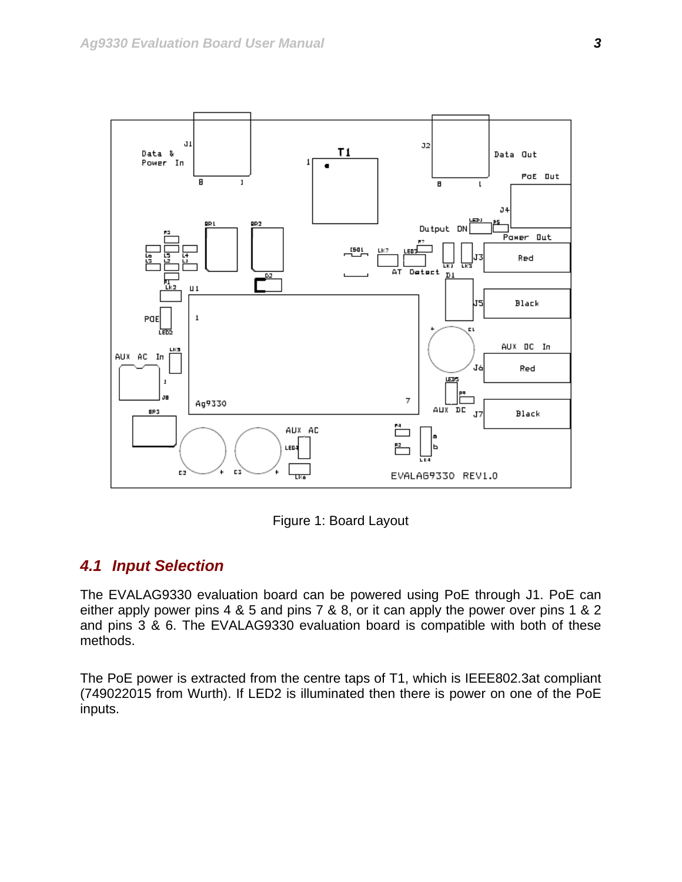Data & Power In
J1
8 1
T1
1
J2
Data Out
8 1
PoE Out
J4
Power Out
Output ON
AT Detect
J3
Red
D1
J5
Black
U1
POE
LED2
AUX AC In
C1
AUX DC In
J6
Red
Ag9330
7
AUX DC
J7
Black
AUX AC
LED4
C2
C3
EVALAG9330 REV1.0

Figure 1: Board Layout

## 4.1 Input Selection

The EVALAG9330 evaluation board can be powered using PoE through J1. PoE can either apply power pins 4 & 5 and pins 7 & 8, or it can apply the power over pins 1 & 2 and pins 3 & 6. The EVALAG9330 evaluation board is compatible with both of these methods.

The PoE power is extracted from the centre taps of T1, which is IEEE802.3at compliant (749022015 from Wurth). If LED2 is illuminated then there is power on one of the PoE inputs.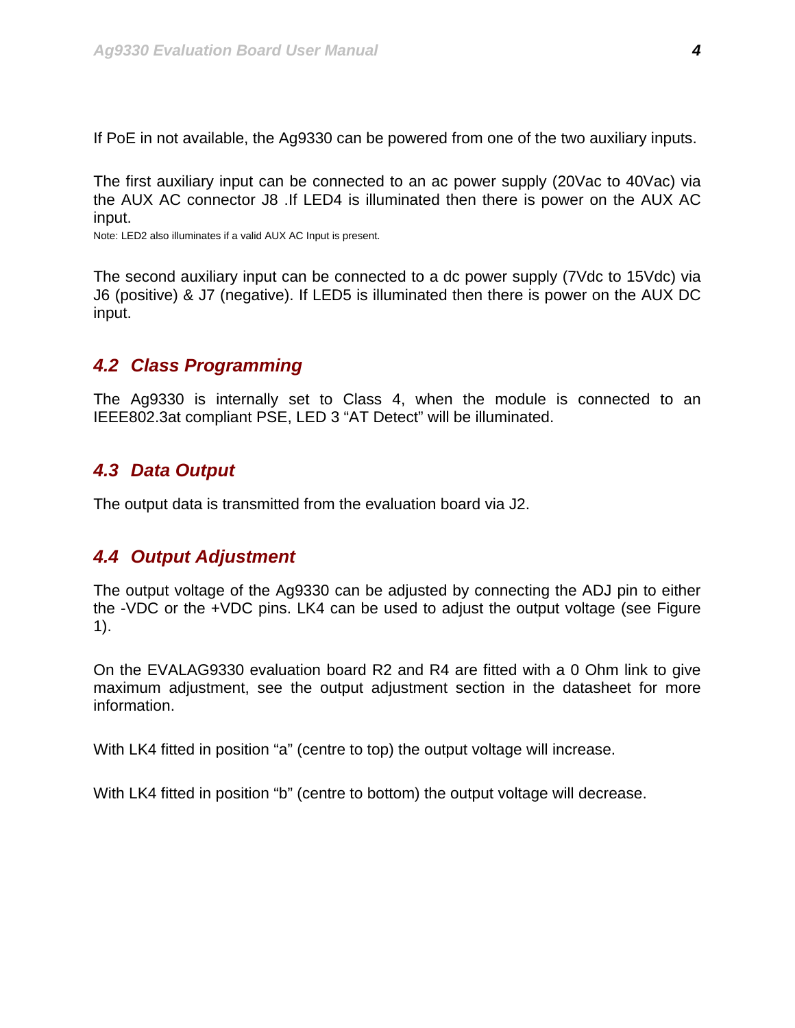If PoE in not available, the Ag9330 can be powered from one of the two auxiliary inputs.

The first auxiliary input can be connected to an ac power supply (20Vac to 40Vac) via the AUX AC connector J8 .If LED4 is illuminated then there is power on the AUX AC input.

Note: LED2 also illuminates if a valid AUX AC Input is present.

The second auxiliary input can be connected to a dc power supply (7Vdc to 15Vdc) via J6 (positive) & J7 (negative). If LED5 is illuminated then there is power on the AUX DC input.

## *4.2 Class Programming*

The Ag9330 is internally set to Class 4, when the module is connected to an IEEE802.3at compliant PSE, LED 3 “AT Detect” will be illuminated.

## *4.3 Data Output*

The output data is transmitted from the evaluation board via J2.

## *4.4 Output Adjustment*

The output voltage of the Ag9330 can be adjusted by connecting the ADJ pin to either the -VDC or the +VDC pins. LK4 can be used to adjust the output voltage (see Figure 1).

On the EVALAG9330 evaluation board R2 and R4 are fitted with a 0 Ohm link to give maximum adjustment, see the output adjustment section in the datasheet for more information.

With LK4 fitted in position “a” (centre to top) the output voltage will increase.

With LK4 fitted in position “b” (centre to bottom) the output voltage will decrease.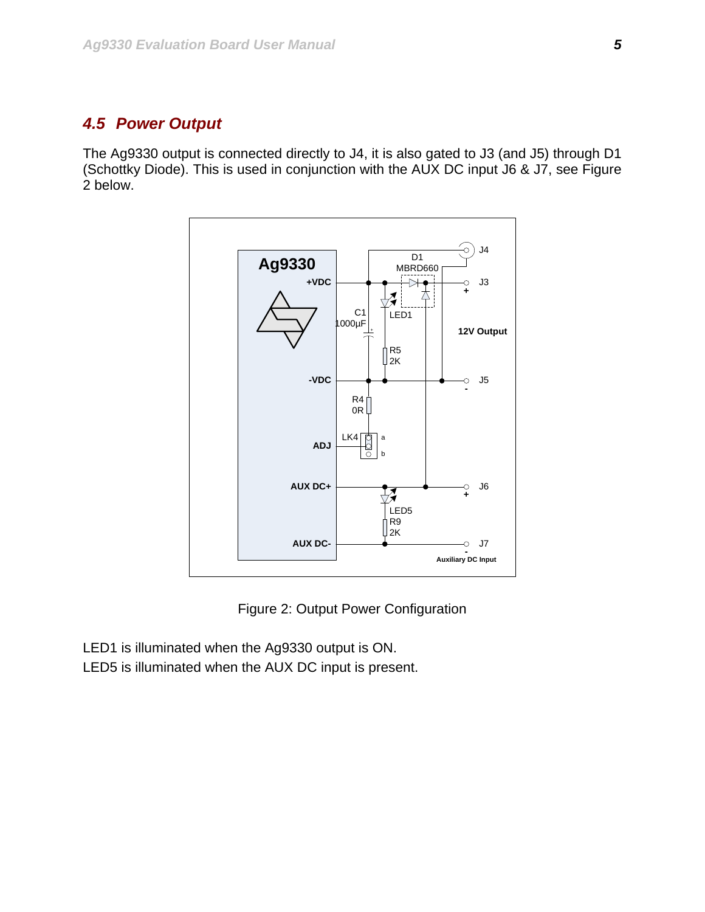## 4.5 Power Output

The Ag9330 output is connected directly to J4, it is also gated to J3 (and J5) through D1 (Schottky Diode). This is used in conjunction with the AUX DC input J6 & J7, see Figure 2 below.

Ag9330
+VDC
-VDC
ADJ
AUX DC+
AUX DC-
C1
1000µF
D1
MBRD660
LED1
R5
2K
R4
0R
LK4
a
b
LED5
R9
2K
J4
J3
12V Output
J5
J6
J7
Auxiliary DC Input

Figure 2: Output Power Configuration

LED1 is illuminated when the Ag9330 output is ON.
LED5 is illuminated when the AUX DC input is present.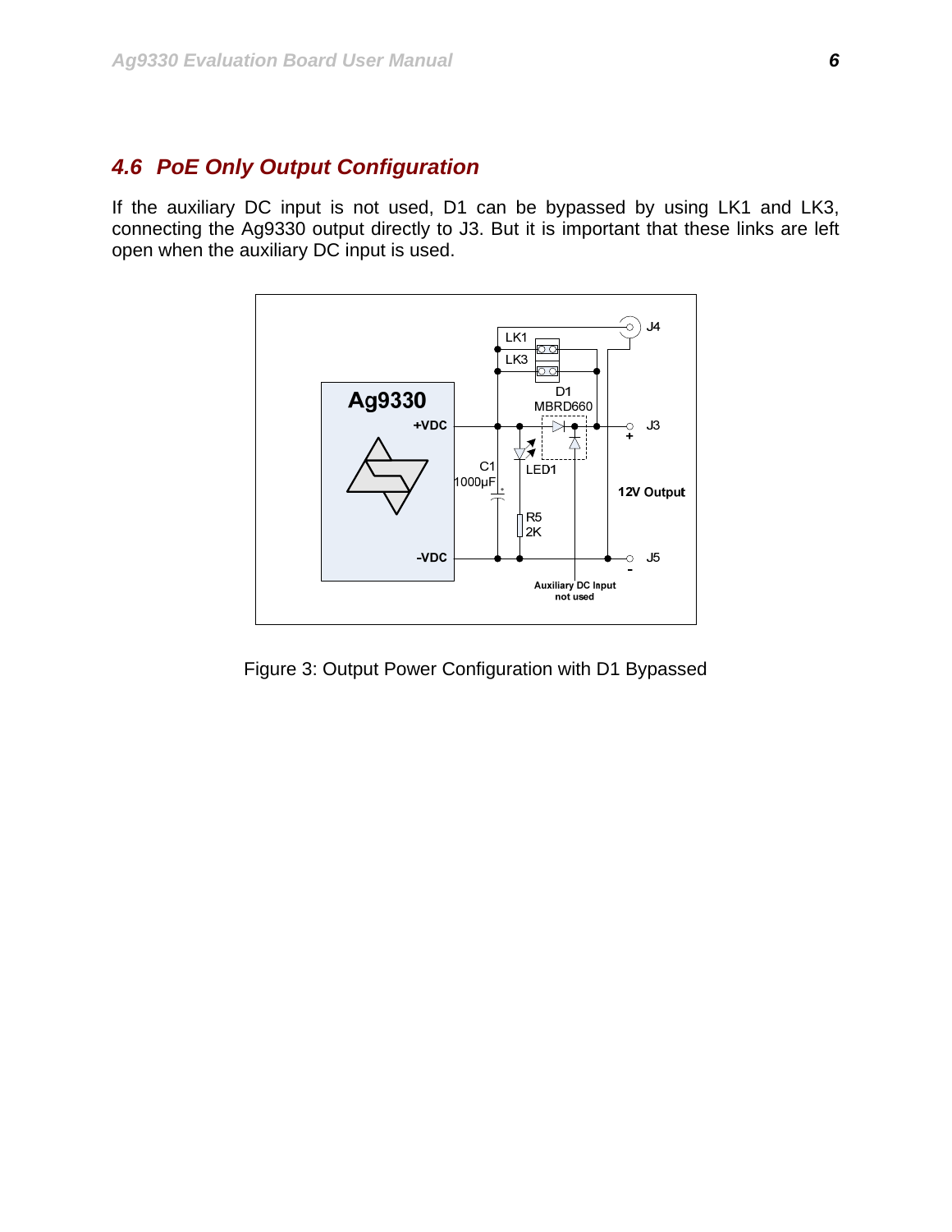## 4.6 PoE Only Output Configuration

If the auxiliary DC input is not used, D1 can be bypassed by using LK1 and LK3, connecting the Ag9330 output directly to J3. But it is important that these links are left open when the auxiliary DC input is used.

Ag9330

+VDC

-VDC

LK1

LK3

J4

D1

MBRD660

J3

C1

1000µF

LED1

R5

2K

12V Output

J5

Auxiliary DC Input not used

Figure 3: Output Power Configuration with D1 Bypassed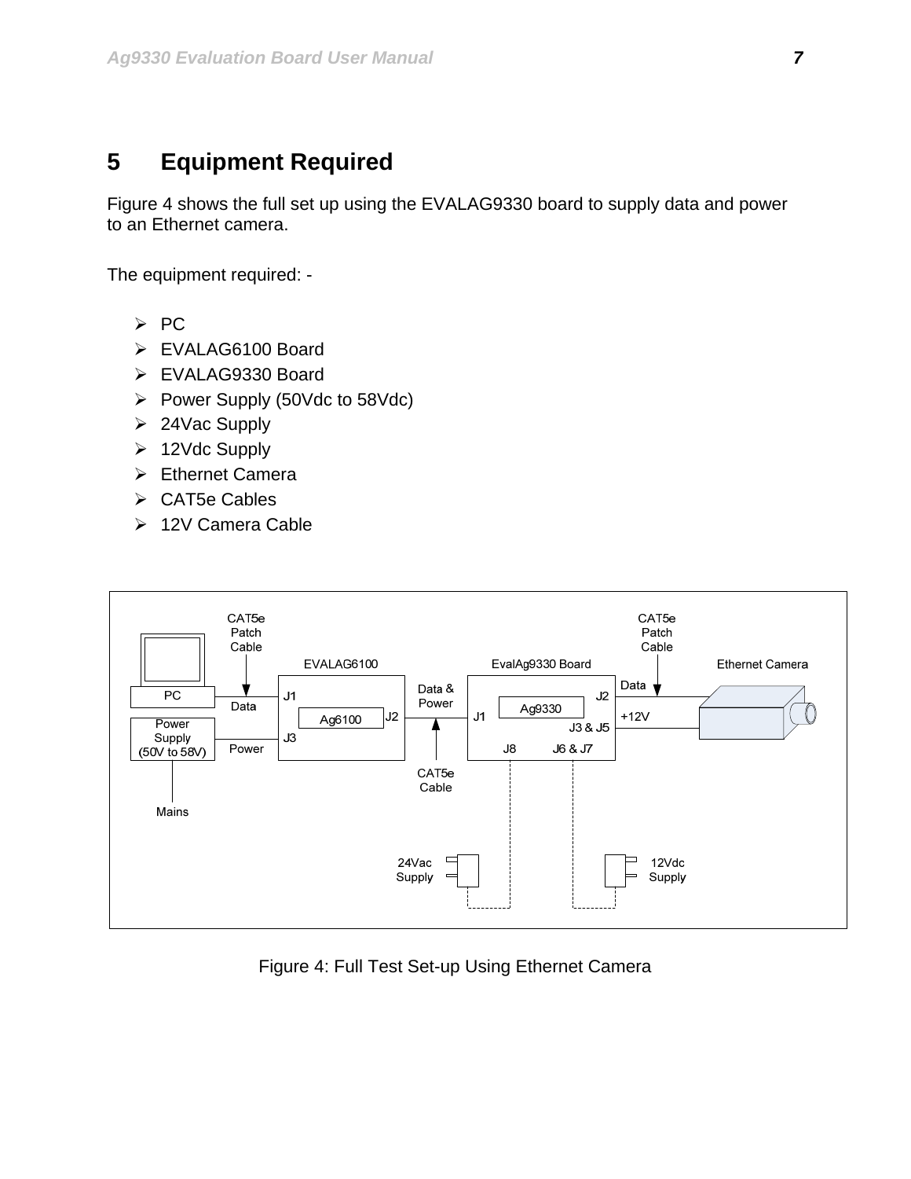# 5 Equipment Required

Figure 4 shows the full set up using the EVALAG9330 board to supply data and power to an Ethernet camera.

The equipment required: -

- PC
- EVALAG6100 Board
- EVALAG9330 Board
- Power Supply (50Vdc to 58Vdc)
- 24Vac Supply
- 12Vdc Supply
- Ethernet Camera
- CAT5e Cables
- 12V Camera Cable

CAT5e Patch Cable
EVALAG6100
EvalAg9330 Board
CAT5e Patch Cable
Ethernet Camera
PC
Data
J1
Ag6100
J2
Data & Power
J1
Ag9330
J2
Data
Power Supply (50V to 58V)
Power
J3
J3 & J5
+12V
J8
J6 & J7
CAT5e Cable
Mains
24Vac Supply
12Vdc Supply

Figure 4: Full Test Set-up Using Ethernet Camera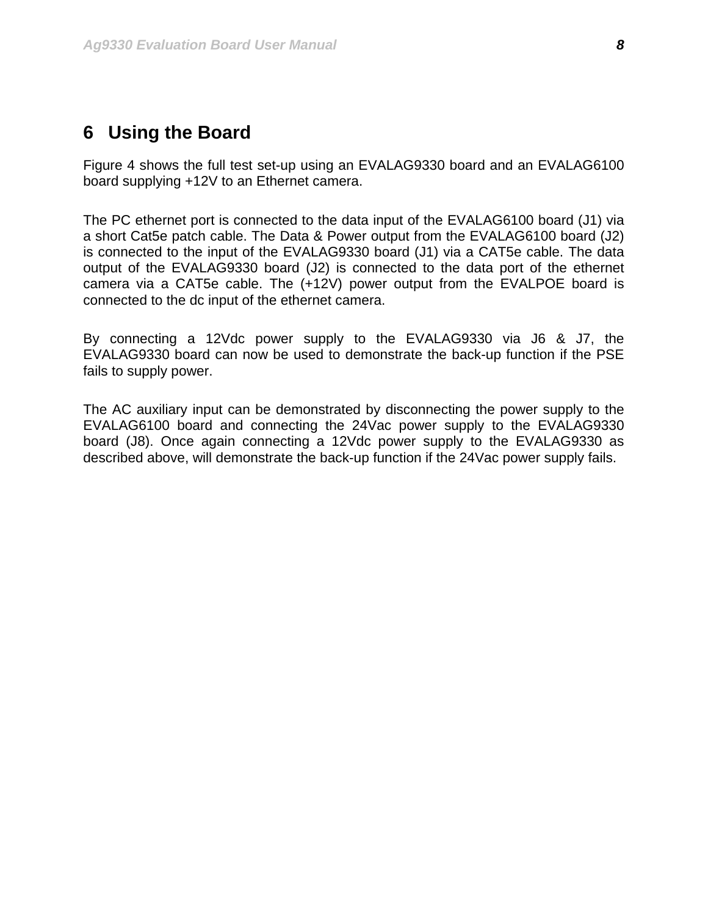# 6 Using the Board

Figure 4 shows the full test set-up using an EVALAG9330 board and an EVALAG6100 board supplying +12V to an Ethernet camera.

The PC ethernet port is connected to the data input of the EVALAG6100 board (J1) via a short Cat5e patch cable. The Data & Power output from the EVALAG6100 board (J2) is connected to the input of the EVALAG9330 board (J1) via a CAT5e cable. The data output of the EVALAG9330 board (J2) is connected to the data port of the ethernet camera via a CAT5e cable. The (+12V) power output from the EVALPOE board is connected to the dc input of the ethernet camera.

By connecting a 12Vdc power supply to the EVALAG9330 via J6 & J7, the EVALAG9330 board can now be used to demonstrate the back-up function if the PSE fails to supply power.

The AC auxiliary input can be demonstrated by disconnecting the power supply to the EVALAG6100 board and connecting the 24Vac power supply to the EVALAG9330 board (J8). Once again connecting a 12Vdc power supply to the EVALAG9330 as described above, will demonstrate the back-up function if the 24Vac power supply fails.